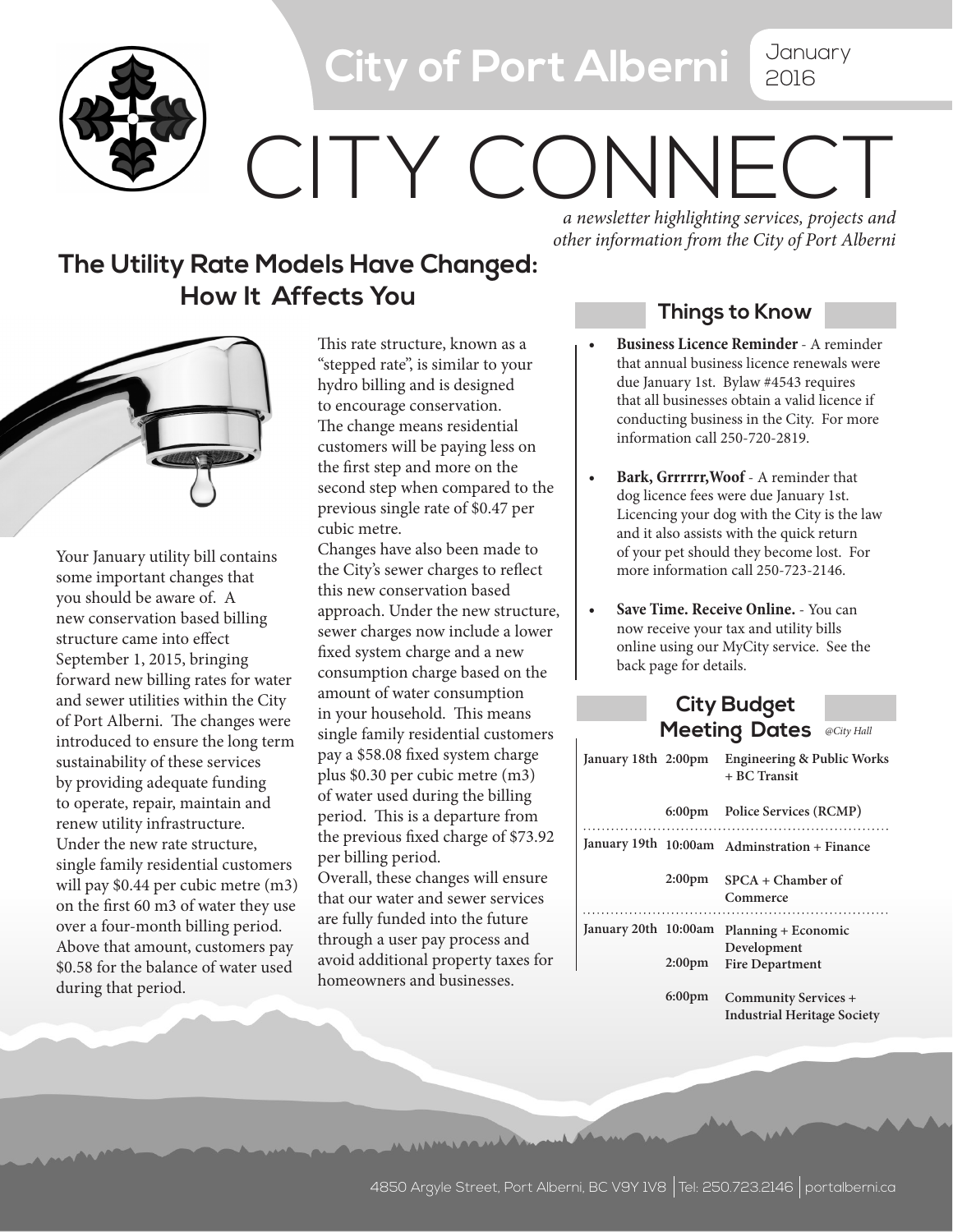# City of Port Alberni

January 2016

# CITY CONNECT

*a newsletter highlighting services, projects and other information from the City of Port Alberni*

## The Utility Rate Models Have Changed: How It Affects You

Your January utility bill contains some important changes that you should be aware of. A new conservation based billing structure came into effect September 1, 2015, bringing forward new billing rates for water and sewer utilities within the City of Port Alberni. The changes were introduced to ensure the long term sustainability of these services by providing adequate funding to operate, repair, maintain and renew utility infrastructure.

Under the new rate structure, single family residential customers will pay $0.44 per cubic metre (m3) on the first 60 m3 of water they use over a four-month billing period. Above that amount, customers pay $0.58 for the balance of water used during that period.

This rate structure, known as a "stepped rate", is similar to your hydro billing and is designed to encourage conservation. The change means residential customers will be paying less on the first step and more on the second step when compared to the previous single rate of $0.47 per cubic metre.

Changes have also been made to the City's sewer charges to reflect this new conservation based approach. Under the new structure, sewer charges now include a lower fixed system charge and a new consumption charge based on the amount of water consumption in your household. This means single family residential customers pay a $58.08 fixed system charge plus $0.30 per cubic metre (m3) of water used during the billing period. This is a departure from the previous fixed charge of $73.92 per billing period.

Overall, these changes will ensure that our water and sewer services are fully funded into the future through a user pay process and avoid additional property taxes for homeowners and businesses.

## Things to Know

- **Business Licence Reminder** - A reminder that annual business licence renewals were due January 1st. Bylaw #4543 requires that all businesses obtain a valid licence if conducting business in the City. For more information call 250-720-2819.
- **Bark, Grrrrrr,Woof** - A reminder that dog licence fees were due January 1st. Licencing your dog with the City is the law and it also assists with the quick return of your pet should they become lost. For more information call 250-723-2146.
- **Save Time. Receive Online.** - You can now receive your tax and utility bills online using our MyCity service. See the back page for details.

## City Budget Meeting Dates

*@City Hall*

| Date | Time | Meeting |
|---|---|---|
| January 18th | 2:00pm | Engineering & Public Works + BC Transit |
| | 6:00pm | Police Services (RCMP) |
| January 19th | 10:00am | Adminstration + Finance |
| | 2:00pm | SPCA + Chamber of Commerce |
| January 20th | 10:00am | Planning + Economic Development |
| | 2:00pm | Fire Department |
| | 6:00pm | Community Services + Industrial Heritage Society |

4850 Argyle Street, Port Alberni, BC V9Y 1V8 | Tel: 250.723.2146 | portalberni.ca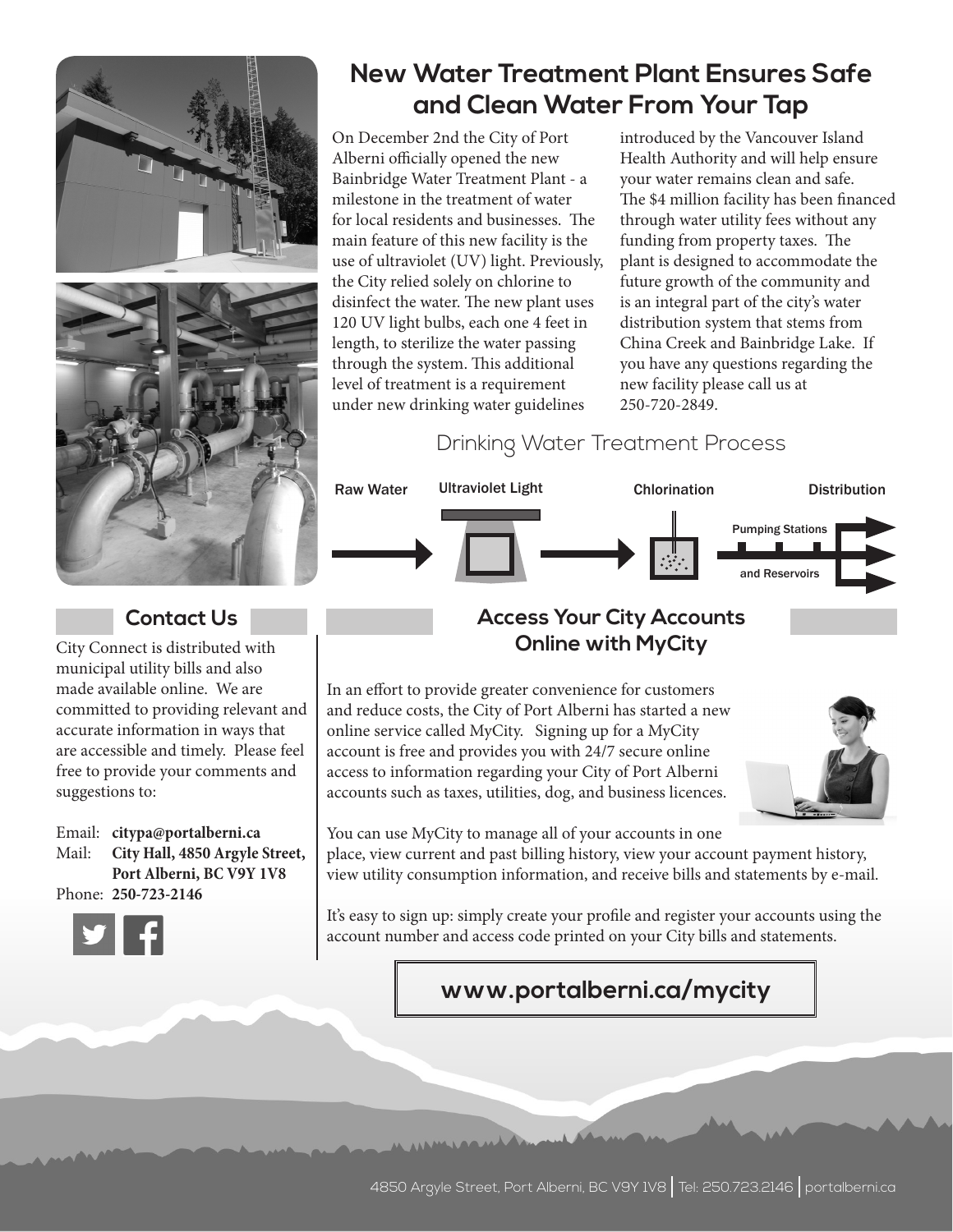## New Water Treatment Plant Ensures Safe and Clean Water From Your Tap

On December 2nd the City of Port Alberni officially opened the new Bainbridge Water Treatment Plant - a milestone in the treatment of water for local residents and businesses. The main feature of this new facility is the use of ultraviolet (UV) light. Previously, the City relied solely on chlorine to disinfect the water. The new plant uses 120 UV light bulbs, each one 4 feet in length, to sterilize the water passing through the system. This additional level of treatment is a requirement under new drinking water guidelines introduced by the Vancouver Island Health Authority and will help ensure your water remains clean and safe. The $4 million facility has been financed through water utility fees without any funding from property taxes. The plant is designed to accommodate the future growth of the community and is an integral part of the city's water distribution system that stems from China Creek and Bainbridge Lake. If you have any questions regarding the new facility please call us at 250-720-2849.

### Drinking Water Treatment Process

Raw Water

Ultraviolet Light

Chlorination

Distribution

Pumping Stations

and Reservoirs

## Contact Us

City Connect is distributed with municipal utility bills and also made available online. We are committed to providing relevant and accurate information in ways that are accessible and timely. Please feel free to provide your comments and suggestions to:

Email: **citypa@portalberni.ca**
Mail: **City Hall, 4850 Argyle Street, Port Alberni, BC V9Y 1V8**
Phone: **250-723-2146**

## Access Your City Accounts Online with MyCity

In an effort to provide greater convenience for customers and reduce costs, the City of Port Alberni has started a new online service called MyCity. Signing up for a MyCity account is free and provides you with 24/7 secure online access to information regarding your City of Port Alberni accounts such as taxes, utilities, dog, and business licences.

You can use MyCity to manage all of your accounts in one place, view current and past billing history, view your account payment history, view utility consumption information, and receive bills and statements by e-mail.

It's easy to sign up: simply create your profile and register your accounts using the account number and access code printed on your City bills and statements.

**www.portalberni.ca/mycity**

4850 Argyle Street, Port Alberni, BC V9Y 1V8 | Tel: 250.723.2146 | portalberni.ca